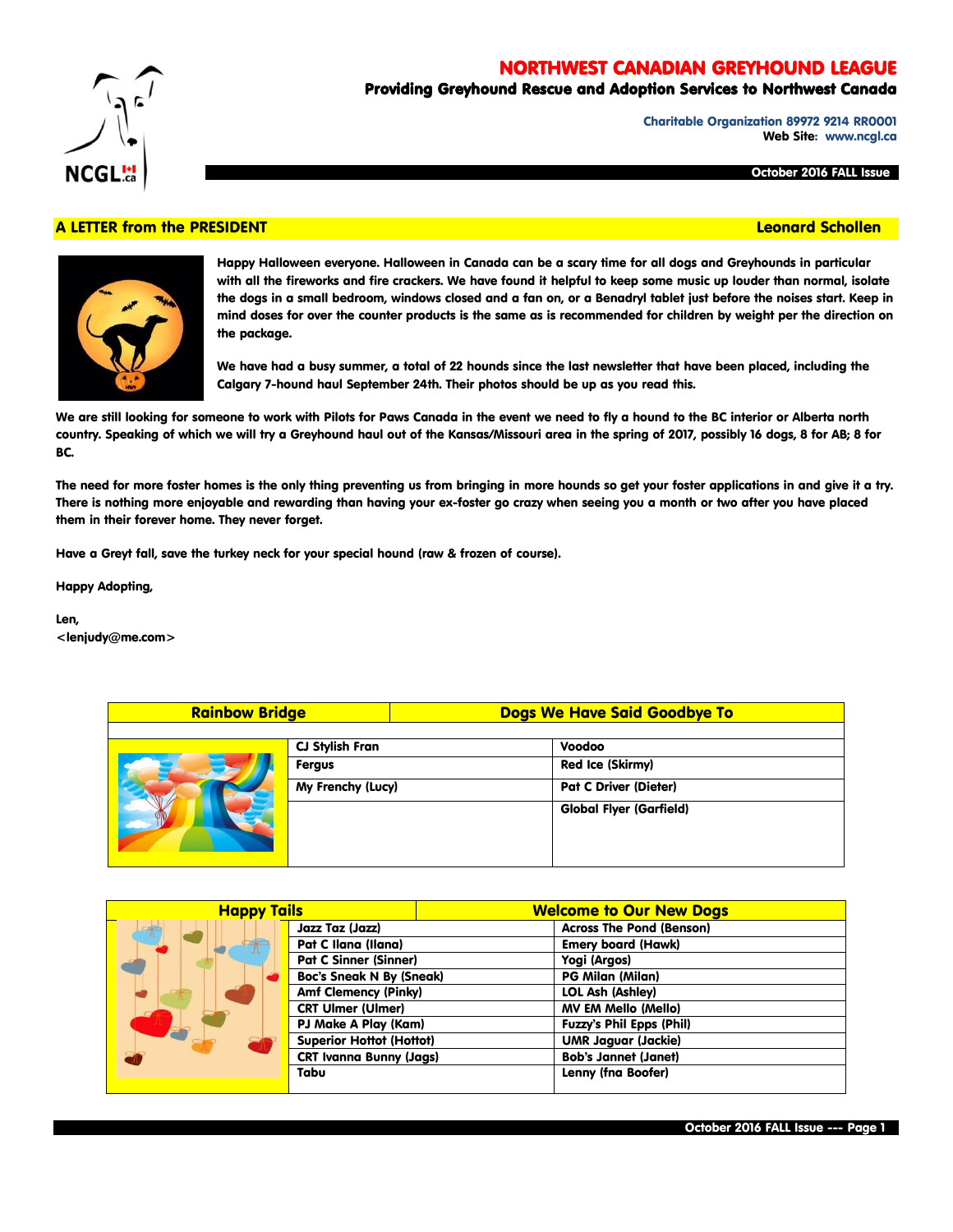# NORTHWEST CANADIAN GREYHOUND LEAGUE

**Providing Greyhound Rescue and Adoption Services to Northwest Canada**

Charitable Organization 89972 9214 RR0001
Web Site: www.ncgl.ca

October 2016 FALL Issue

## A LETTER from the PRESIDENT — Leonard Schollen

Happy Halloween everyone. Halloween in Canada can be a scary time for all dogs and Greyhounds in particular with all the fireworks and fire crackers. We have found it helpful to keep some music up louder than normal, isolate the dogs in a small bedroom, windows closed and a fan on, or a Benadryl tablet just before the noises start. Keep in mind doses for over the counter products is the same as is recommended for children by weight per the direction on the package.

We have had a busy summer, a total of 22 hounds since the last newsletter that have been placed, including the Calgary 7-hound haul September 24th. Their photos should be up as you read this.

We are still looking for someone to work with Pilots for Paws Canada in the event we need to fly a hound to the BC interior or Alberta north country. Speaking of which we will try a Greyhound haul out of the Kansas/Missouri area in the spring of 2017, possibly 16 dogs, 8 for AB; 8 for BC.

The need for more foster homes is the only thing preventing us from bringing in more hounds so get your foster applications in and give it a try. There is nothing more enjoyable and rewarding than having your ex-foster go crazy when seeing you a month or two after you have placed them in their forever home. They never forget.

Have a Greyt fall, save the turkey neck for your special hound (raw & frozen of course).

Happy Adopting,

Len,
<lenjudy@me.com>

| Rainbow Bridge | Dogs We Have Said Goodbye To |
|---|---|
| CJ Stylish Fran | Voodoo |
| Fergus | Red Ice (Skirmy) |
| My Frenchy (Lucy) | Pat C Driver (Dieter) |
| | Global Flyer (Garfield) |

| Happy Tails | Welcome to Our New Dogs |
|---|---|
| Jazz Taz (Jazz) | Across The Pond (Benson) |
| Pat C Ilana (Ilana) | Emery board (Hawk) |
| Pat C Sinner (Sinner) | Yogi (Argos) |
| Boc's Sneak N By (Sneak) | PG Milan (Milan) |
| Amf Clemency (Pinky) | LOL Ash (Ashley) |
| CRT Ulmer (Ulmer) | MV EM Mello (Mello) |
| PJ Make A Play (Kam) | Fuzzy's Phil Epps (Phil) |
| Superior Hottot (Hottot) | UMR Jaguar (Jackie) |
| CRT Ivanna Bunny (Jags) | Bob's Jannet (Janet) |
| Tabu | Lenny (fna Boofer) |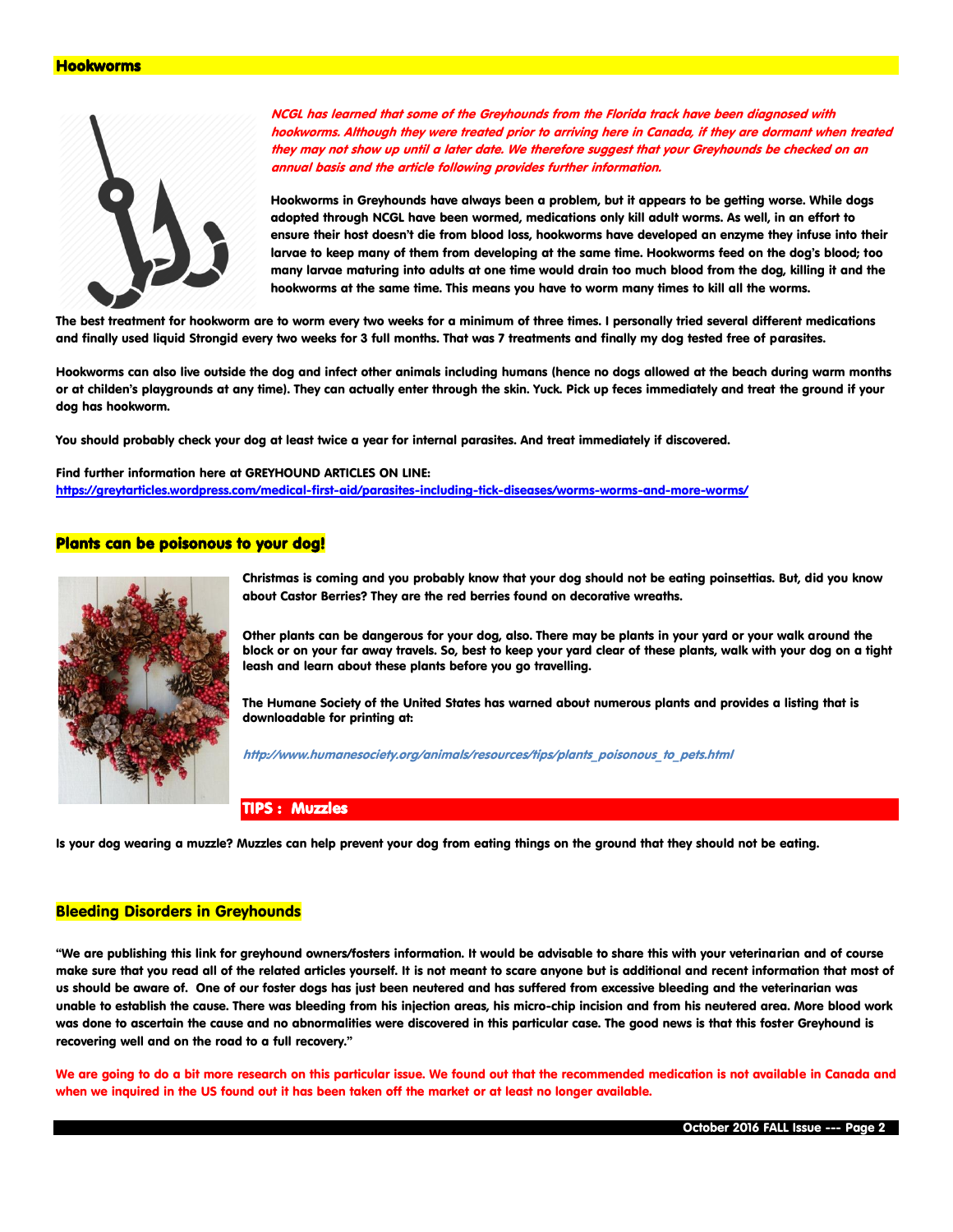## Hookworms

*NCGL has learned that some of the Greyhounds from the Florida track have been diagnosed with hookworms. Although they were treated prior to arriving here in Canada, if they are dormant when treated they may not show up until a later date. We therefore suggest that your Greyhounds be checked on an annual basis and the article following provides further information.*

**Hookworms in Greyhounds have always been a problem, but it appears to be getting worse. While dogs adopted through NCGL have been wormed, medications only kill adult worms. As well, in an effort to ensure their host doesn't die from blood loss, hookworms have developed an enzyme they infuse into their larvae to keep many of them from developing at the same time. Hookworms feed on the dog's blood; too many larvae maturing into adults at one time would drain too much blood from the dog, killing it and the hookworms at the same time. This means you have to worm many times to kill all the worms.**

**The best treatment for hookworm are to worm every two weeks for a minimum of three times. I personally tried several different medications and finally used liquid Strongid every two weeks for 3 full months. That was 7 treatments and finally my dog tested free of parasites.**

**Hookworms can also live outside the dog and infect other animals including humans (hence no dogs allowed at the beach during warm months or at childen's playgrounds at any time). They can actually enter through the skin. Yuck. Pick up feces immediately and treat the ground if your dog has hookworm.**

**You should probably check your dog at least twice a year for internal parasites. And treat immediately if discovered.**

**Find further information here at GREYHOUND ARTICLES ON LINE:**
https://greytarticles.wordpress.com/medical-first-aid/parasites-including-tick-diseases/worms-worms-and-more-worms/

## Plants can be poisonous to your dog!

**Christmas is coming and you probably know that your dog should not be eating poinsettias. But, did you know about Castor Berries? They are the red berries found on decorative wreaths.**

**Other plants can be dangerous for your dog, also. There may be plants in your yard or your walk around the block or on your far away travels. So, best to keep your yard clear of these plants, walk with your dog on a tight leash and learn about these plants before you go travelling.**

**The Humane Society of the United States has warned about numerous plants and provides a listing that is downloadable for printing at:**

*http://www.humanesociety.org/animals/resources/tips/plants_poisonous_to_pets.html*

## TIPS : Muzzles

**Is your dog wearing a muzzle? Muzzles can help prevent your dog from eating things on the ground that they should not be eating.**

## Bleeding Disorders in Greyhounds

**"We are publishing this link for greyhound owners/fosters information. It would be advisable to share this with your veterinarian and of course make sure that you read all of the related articles yourself. It is not meant to scare anyone but is additional and recent information that most of us should be aware of. One of our foster dogs has just been neutered and has suffered from excessive bleeding and the veterinarian was unable to establish the cause. There was bleeding from his injection areas, his micro-chip incision and from his neutered area. More blood work was done to ascertain the cause and no abnormalities were discovered in this particular case. The good news is that this foster Greyhound is recovering well and on the road to a full recovery."**

**We are going to do a bit more research on this particular issue. We found out that the recommended medication is not available in Canada and when we inquired in the US found out it has been taken off the market or at least no longer available.**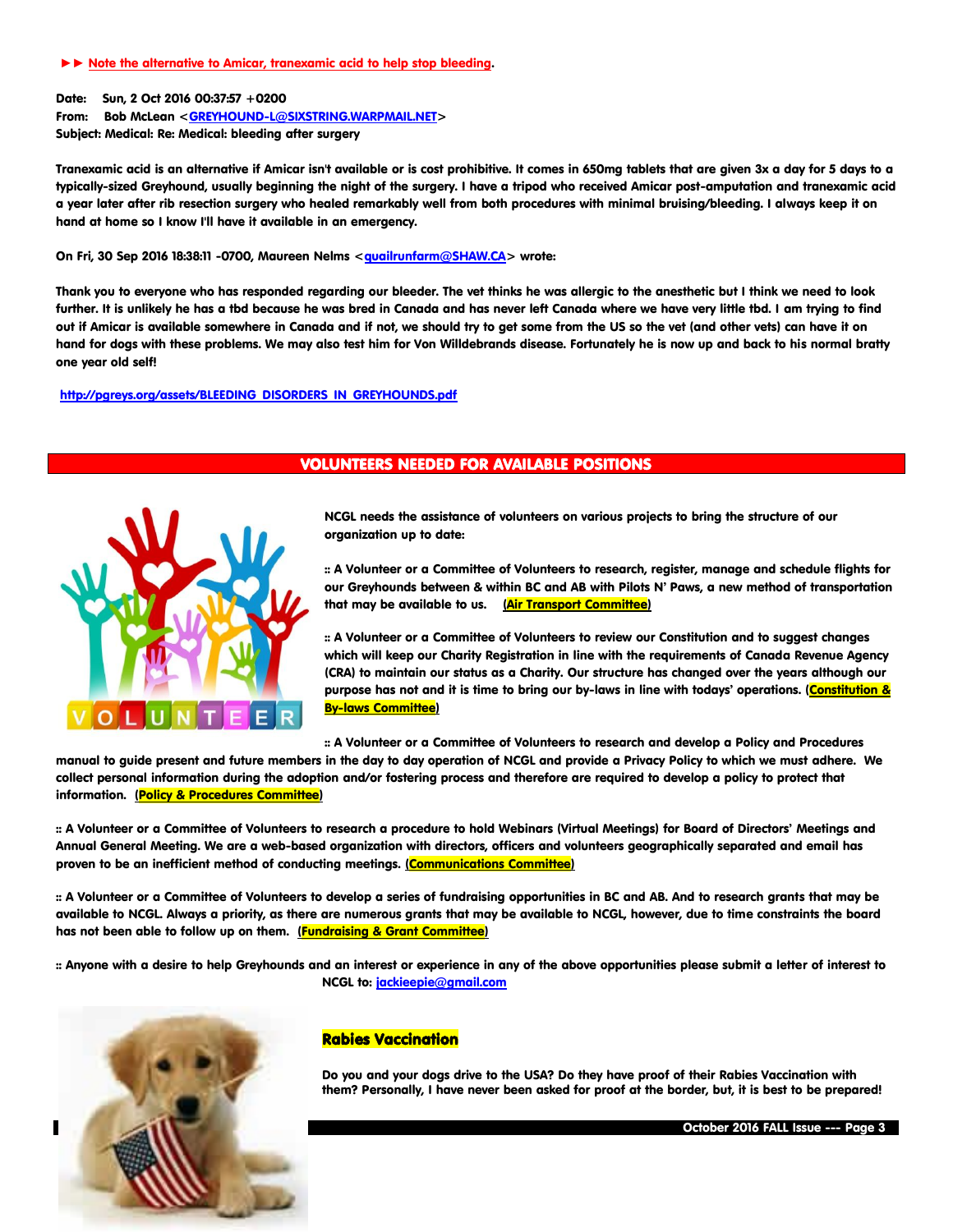►► Note the alternative to Amicar, tranexamic acid to help stop bleeding.

**Date:** Sun, 2 Oct 2016 00:37:57 +0200
**From:** Bob McLean <GREYHOUND-L@SIXSTRING.WARPMAIL.NET>
**Subject:** Medical: Re: Medical: bleeding after surgery

Tranexamic acid is an alternative if Amicar isn't available or is cost prohibitive. It comes in 650mg tablets that are given 3x a day for 5 days to a typically-sized Greyhound, usually beginning the night of the surgery. I have a tripod who received Amicar post-amputation and tranexamic acid a year later after rib resection surgery who healed remarkably well from both procedures with minimal bruising/bleeding. I always keep it on hand at home so I know I'll have it available in an emergency.

On Fri, 30 Sep 2016 18:38:11 -0700, Maureen Nelms <quailrunfarm@SHAW.CA> wrote:

Thank you to everyone who has responded regarding our bleeder. The vet thinks he was allergic to the anesthetic but I think we need to look further. It is unlikely he has a tbd because he was bred in Canada and has never left Canada where we have very little tbd. I am trying to find out if Amicar is available somewhere in Canada and if not, we should try to get some from the US so the vet (and other vets) can have it on hand for dogs with these problems. We may also test him for Von Willdebrands disease. Fortunately he is now up and back to his normal bratty one year old self!

http://pgreys.org/assets/BLEEDING_DISORDERS_IN_GREYHOUNDS.pdf

## VOLUNTEERS NEEDED FOR AVAILABLE POSITIONS

NCGL needs the assistance of volunteers on various projects to bring the structure of our organization up to date:

:: A Volunteer or a Committee of Volunteers to research, register, manage and schedule flights for our Greyhounds between & within BC and AB with Pilots N' Paws, a new method of transportation that may be available to us. **(Air Transport Committee)**

:: A Volunteer or a Committee of Volunteers to review our Constitution and to suggest changes which will keep our Charity Registration in line with the requirements of Canada Revenue Agency (CRA) to maintain our status as a Charity. Our structure has changed over the years although our purpose has not and it is time to bring our by-laws in line with todays' operations. **(Constitution & By-laws Committee)**

:: A Volunteer or a Committee of Volunteers to research and develop a Policy and Procedures manual to guide present and future members in the day to day operation of NCGL and provide a Privacy Policy to which we must adhere. We collect personal information during the adoption and/or fostering process and therefore are required to develop a policy to protect that information. **(Policy & Procedures Committee)**

:: A Volunteer or a Committee of Volunteers to research a procedure to hold Webinars (Virtual Meetings) for Board of Directors' Meetings and Annual General Meeting. We are a web-based organization with directors, officers and volunteers geographically separated and email has proven to be an inefficient method of conducting meetings. **(Communications Committee)**

:: A Volunteer or a Committee of Volunteers to develop a series of fundraising opportunities in BC and AB. And to research grants that may be available to NCGL. Always a priority, as there are numerous grants that may be available to NCGL, however, due to time constraints the board has not been able to follow up on them. **(Fundraising & Grant Committee)**

:: Anyone with a desire to help Greyhounds and an interest or experience in any of the above opportunities please submit a letter of interest to NCGL to: jackieepie@gmail.com

## Rabies Vaccination

Do you and your dogs drive to the USA? Do they have proof of their Rabies Vaccination with them? Personally, I have never been asked for proof at the border, but, it is best to be prepared!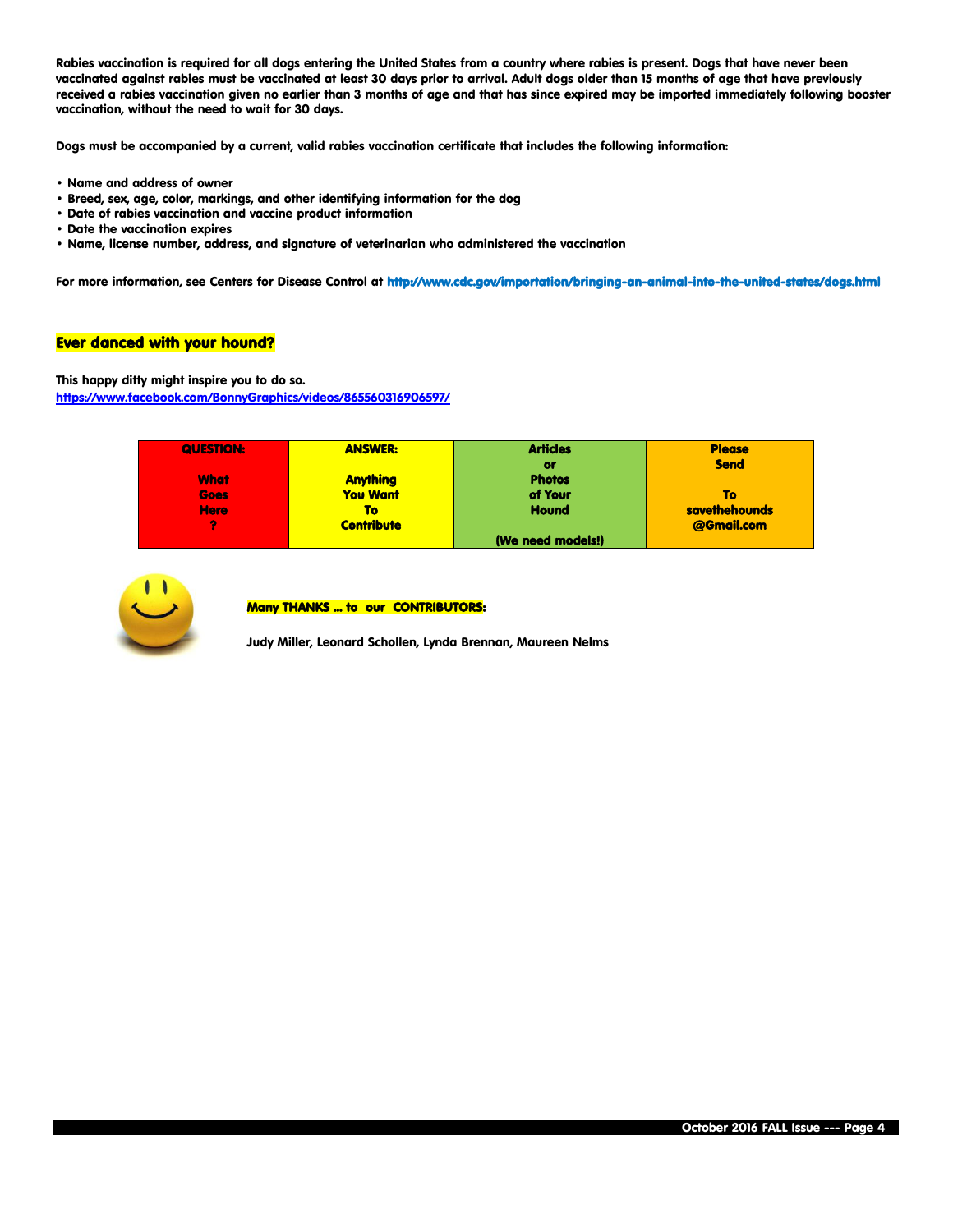**Rabies vaccination is required for all dogs entering the United States from a country where rabies is present. Dogs that have never been vaccinated against rabies must be vaccinated at least 30 days prior to arrival. Adult dogs older than 15 months of age that have previously received a rabies vaccination given no earlier than 3 months of age and that has since expired may be imported immediately following booster vaccination, without the need to wait for 30 days.**

**Dogs must be accompanied by a current, valid rabies vaccination certificate that includes the following information:**

- **Name and address of owner**
- **Breed, sex, age, color, markings, and other identifying information for the dog**
- **Date of rabies vaccination and vaccine product information**
- **Date the vaccination expires**
- **Name, license number, address, and signature of veterinarian who administered the vaccination**

**For more information, see Centers for Disease Control at http://www.cdc.gov/importation/bringing-an-animal-into-the-united-states/dogs.html**

## Ever danced with your hound?

**This happy ditty might inspire you to do so.**
**https://www.facebook.com/BonnyGraphics/videos/865560316906597/**

| QUESTION: | ANSWER: | Articles | Please |
|---|---|---|---|
| What Goes Here ? | Anything You Want To Contribute | or Photos of Your Hound (We need models!) | Send To savethehounds @Gmail.com |

**Many THANKS ... to our CONTRIBUTORS:**

**Judy Miller, Leonard Schollen, Lynda Brennan, Maureen Nelms**